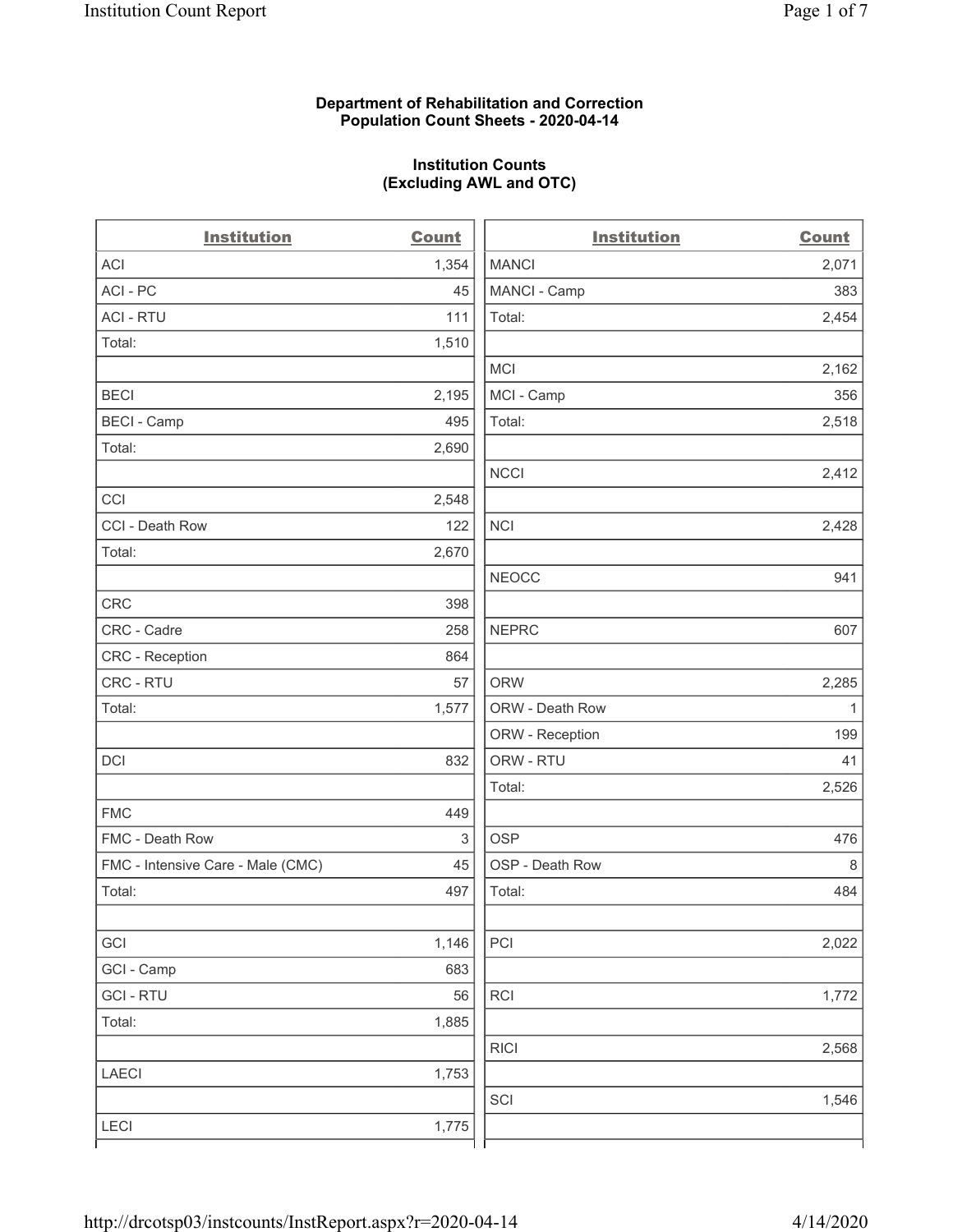**Department of Rehabilitation and Correction**
**Population Count Sheets - 2020-04-14**

**Institution Counts**
**(Excluding AWL and OTC)**

| Institution | Count |
| --- | --- |
| ACI | 1,354 |
| ACI - PC | 45 |
| ACI - RTU | 111 |
| Total: | 1,510 |
| | |
| BECI | 2,195 |
| BECI - Camp | 495 |
| Total: | 2,690 |
| | |
| CCI | 2,548 |
| CCI - Death Row | 122 |
| Total: | 2,670 |
| | |
| CRC | 398 |
| CRC - Cadre | 258 |
| CRC - Reception | 864 |
| CRC - RTU | 57 |
| Total: | 1,577 |
| | |
| DCI | 832 |
| | |
| FMC | 449 |
| FMC - Death Row | 3 |
| FMC - Intensive Care - Male (CMC) | 45 |
| Total: | 497 |
| | |
| GCI | 1,146 |
| GCI - Camp | 683 |
| GCI - RTU | 56 |
| Total: | 1,885 |
| | |
| LAECI | 1,753 |
| | |
| LECI | 1,775 |
| MANCI | 2,071 |
| MANCI - Camp | 383 |
| Total: | 2,454 |
| | |
| MCI | 2,162 |
| MCI - Camp | 356 |
| Total: | 2,518 |
| | |
| NCCI | 2,412 |
| | |
| NCI | 2,428 |
| | |
| NEOCC | 941 |
| | |
| NEPRC | 607 |
| | |
| ORW | 2,285 |
| ORW - Death Row | 1 |
| ORW - Reception | 199 |
| ORW - RTU | 41 |
| Total: | 2,526 |
| | |
| OSP | 476 |
| OSP - Death Row | 8 |
| Total: | 484 |
| | |
| PCI | 2,022 |
| | |
| RCI | 1,772 |
| | |
| RICI | 2,568 |
| | |
| SCI | 1,546 |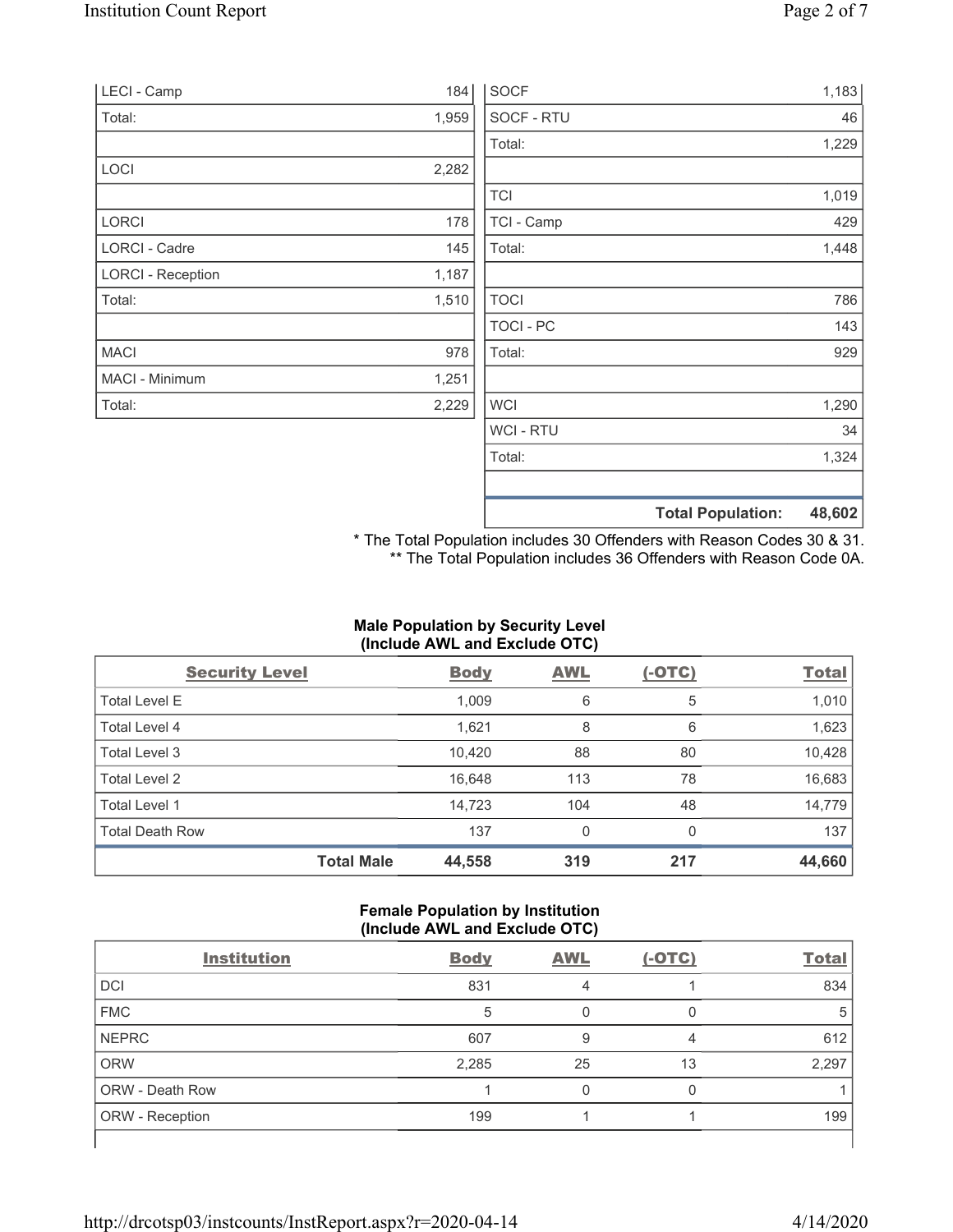| | |
|---|---|
| LECI - Camp | 184 |
| Total: | 1,959 |
| | |
| LOCI | 2,282 |
| | |
| LORCI | 178 |
| LORCI - Cadre | 145 |
| LORCI - Reception | 1,187 |
| Total: | 1,510 |
| | |
| MACI | 978 |
| MACI - Minimum | 1,251 |
| Total: | 2,229 |

| | |
|---|---|
| SOCF | 1,183 |
| SOCF - RTU | 46 |
| Total: | 1,229 |
| | |
| TCI | 1,019 |
| TCI - Camp | 429 |
| Total: | 1,448 |
| | |
| TOCI | 786 |
| TOCI - PC | 143 |
| Total: | 929 |
| | |
| WCI | 1,290 |
| WCI - RTU | 34 |
| Total: | 1,324 |
| | |
| **Total Population:** | **48,602** |

\* The Total Population includes 30 Offenders with Reason Codes 30 & 31.
\*\* The Total Population includes 36 Offenders with Reason Code 0A.

**Male Population by Security Level (Include AWL and Exclude OTC)**

| Security Level | Body | AWL | (-OTC) | Total |
|---|---|---|---|---|
| Total Level E | 1,009 | 6 | 5 | 1,010 |
| Total Level 4 | 1,621 | 8 | 6 | 1,623 |
| Total Level 3 | 10,420 | 88 | 80 | 10,428 |
| Total Level 2 | 16,648 | 113 | 78 | 16,683 |
| Total Level 1 | 14,723 | 104 | 48 | 14,779 |
| Total Death Row | 137 | 0 | 0 | 137 |
| **Total Male** | **44,558** | **319** | **217** | **44,660** |

**Female Population by Institution (Include AWL and Exclude OTC)**

| Institution | Body | AWL | (-OTC) | Total |
|---|---|---|---|---|
| DCI | 831 | 4 | 1 | 834 |
| FMC | 5 | 0 | 0 | 5 |
| NEPRC | 607 | 9 | 4 | 612 |
| ORW | 2,285 | 25 | 13 | 2,297 |
| ORW - Death Row | 1 | 0 | 0 | 1 |
| ORW - Reception | 199 | 1 | 1 | 199 |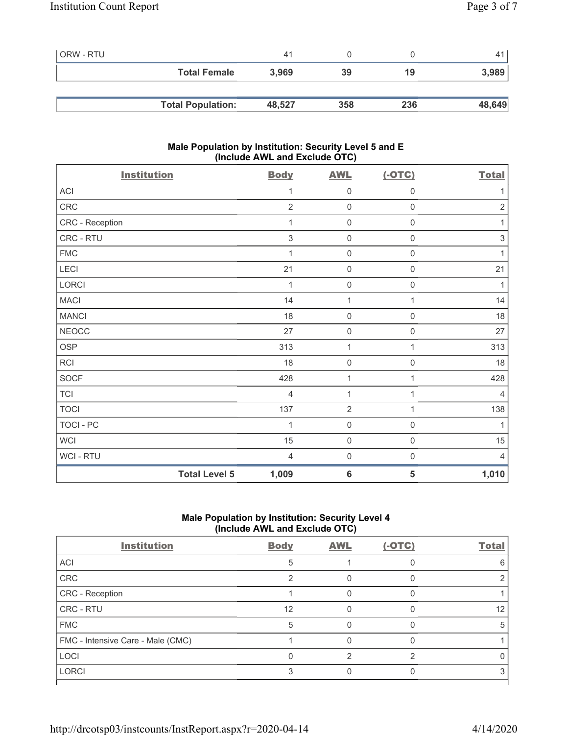| ORW - RTU | 41 | 0 | 0 | 41 |
|---|---|---|---|---|
| Total Female | 3,969 | 39 | 19 | 3,989 |
| Total Population: | 48,527 | 358 | 236 | 48,649 |

**Male Population by Institution: Security Level 5 and E (Include AWL and Exclude OTC)**

| Institution | Body | AWL | (-OTC) | Total |
|---|---|---|---|---|
| ACI | 1 | 0 | 0 | 1 |
| CRC | 2 | 0 | 0 | 2 |
| CRC - Reception | 1 | 0 | 0 | 1 |
| CRC - RTU | 3 | 0 | 0 | 3 |
| FMC | 1 | 0 | 0 | 1 |
| LECI | 21 | 0 | 0 | 21 |
| LORCI | 1 | 0 | 0 | 1 |
| MACI | 14 | 1 | 1 | 14 |
| MANCI | 18 | 0 | 0 | 18 |
| NEOCC | 27 | 0 | 0 | 27 |
| OSP | 313 | 1 | 1 | 313 |
| RCI | 18 | 0 | 0 | 18 |
| SOCF | 428 | 1 | 1 | 428 |
| TCI | 4 | 1 | 1 | 4 |
| TOCI | 137 | 2 | 1 | 138 |
| TOCI - PC | 1 | 0 | 0 | 1 |
| WCI | 15 | 0 | 0 | 15 |
| WCI - RTU | 4 | 0 | 0 | 4 |
| Total Level 5 | 1,009 | 6 | 5 | 1,010 |

**Male Population by Institution: Security Level 4 (Include AWL and Exclude OTC)**

| Institution | Body | AWL | (-OTC) | Total |
|---|---|---|---|---|
| ACI | 5 | 1 | 0 | 6 |
| CRC | 2 | 0 | 0 | 2 |
| CRC - Reception | 1 | 0 | 0 | 1 |
| CRC - RTU | 12 | 0 | 0 | 12 |
| FMC | 5 | 0 | 0 | 5 |
| FMC - Intensive Care - Male (CMC) | 1 | 0 | 0 | 1 |
| LOCI | 0 | 2 | 2 | 0 |
| LORCI | 3 | 0 | 0 | 3 |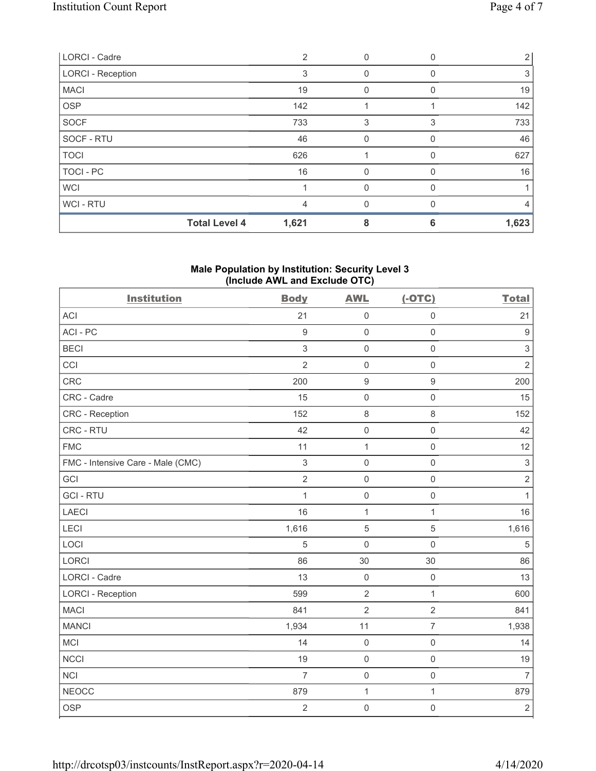| LORCI - Cadre | | 2 | 0 | 0 | 2 |
|---|---|---|---|---|---|
| LORCI - Reception | | 3 | 0 | 0 | 3 |
| MACI | | 19 | 0 | 0 | 19 |
| OSP | | 142 | 1 | 1 | 142 |
| SOCF | | 733 | 3 | 3 | 733 |
| SOCF - RTU | | 46 | 0 | 0 | 46 |
| TOCI | | 626 | 1 | 0 | 627 |
| TOCI - PC | | 16 | 0 | 0 | 16 |
| WCI | | 1 | 0 | 0 | 1 |
| WCI - RTU | | 4 | 0 | 0 | 4 |
| | **Total Level 4** | **1,621** | **8** | **6** | **1,623** |

## Male Population by Institution: Security Level 3 (Include AWL and Exclude OTC)

| Institution | Body | AWL | (-OTC) | Total |
|---|---|---|---|---|
| ACI | 21 | 0 | 0 | 21 |
| ACI - PC | 9 | 0 | 0 | 9 |
| BECI | 3 | 0 | 0 | 3 |
| CCI | 2 | 0 | 0 | 2 |
| CRC | 200 | 9 | 9 | 200 |
| CRC - Cadre | 15 | 0 | 0 | 15 |
| CRC - Reception | 152 | 8 | 8 | 152 |
| CRC - RTU | 42 | 0 | 0 | 42 |
| FMC | 11 | 1 | 0 | 12 |
| FMC - Intensive Care - Male (CMC) | 3 | 0 | 0 | 3 |
| GCI | 2 | 0 | 0 | 2 |
| GCI - RTU | 1 | 0 | 0 | 1 |
| LAECI | 16 | 1 | 1 | 16 |
| LECI | 1,616 | 5 | 5 | 1,616 |
| LOCI | 5 | 0 | 0 | 5 |
| LORCI | 86 | 30 | 30 | 86 |
| LORCI - Cadre | 13 | 0 | 0 | 13 |
| LORCI - Reception | 599 | 2 | 1 | 600 |
| MACI | 841 | 2 | 2 | 841 |
| MANCI | 1,934 | 11 | 7 | 1,938 |
| MCI | 14 | 0 | 0 | 14 |
| NCCI | 19 | 0 | 0 | 19 |
| NCI | 7 | 0 | 0 | 7 |
| NEOCC | 879 | 1 | 1 | 879 |
| OSP | 2 | 0 | 0 | 2 |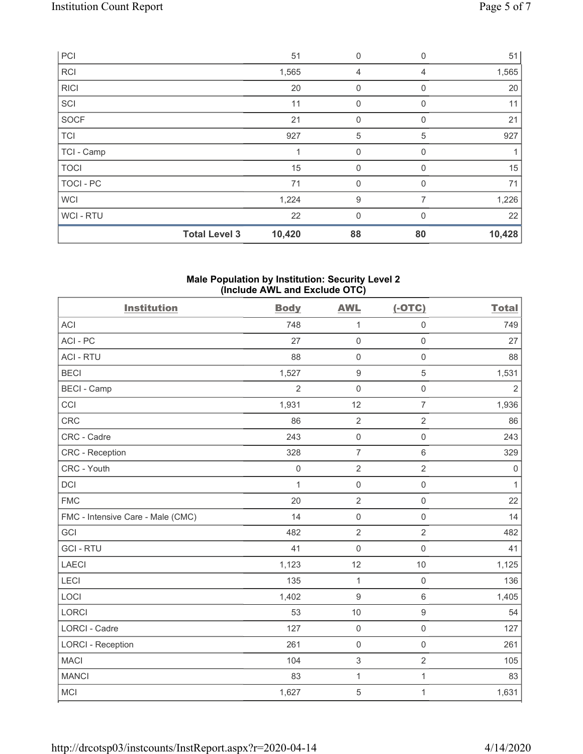| PCI | | 51 | 0 | 0 | 51 |
|---|---|---|---|---|---|
| RCI | | 1,565 | 4 | 4 | 1,565 |
| RICI | | 20 | 0 | 0 | 20 |
| SCI | | 11 | 0 | 0 | 11 |
| SOCF | | 21 | 0 | 0 | 21 |
| TCI | | 927 | 5 | 5 | 927 |
| TCI - Camp | | 1 | 0 | 0 | 1 |
| TOCI | | 15 | 0 | 0 | 15 |
| TOCI - PC | | 71 | 0 | 0 | 71 |
| WCI | | 1,224 | 9 | 7 | 1,226 |
| WCI - RTU | | 22 | 0 | 0 | 22 |
| | **Total Level 3** | **10,420** | **88** | **80** | **10,428** |

### Male Population by Institution: Security Level 2 (Include AWL and Exclude OTC)

| Institution | Body | AWL | (-OTC) | Total |
|---|---|---|---|---|
| ACI | 748 | 1 | 0 | 749 |
| ACI - PC | 27 | 0 | 0 | 27 |
| ACI - RTU | 88 | 0 | 0 | 88 |
| BECI | 1,527 | 9 | 5 | 1,531 |
| BECI - Camp | 2 | 0 | 0 | 2 |
| CCI | 1,931 | 12 | 7 | 1,936 |
| CRC | 86 | 2 | 2 | 86 |
| CRC - Cadre | 243 | 0 | 0 | 243 |
| CRC - Reception | 328 | 7 | 6 | 329 |
| CRC - Youth | 0 | 2 | 2 | 0 |
| DCI | 1 | 0 | 0 | 1 |
| FMC | 20 | 2 | 0 | 22 |
| FMC - Intensive Care - Male (CMC) | 14 | 0 | 0 | 14 |
| GCI | 482 | 2 | 2 | 482 |
| GCI - RTU | 41 | 0 | 0 | 41 |
| LAECI | 1,123 | 12 | 10 | 1,125 |
| LECI | 135 | 1 | 0 | 136 |
| LOCI | 1,402 | 9 | 6 | 1,405 |
| LORCI | 53 | 10 | 9 | 54 |
| LORCI - Cadre | 127 | 0 | 0 | 127 |
| LORCI - Reception | 261 | 0 | 0 | 261 |
| MACI | 104 | 3 | 2 | 105 |
| MANCI | 83 | 1 | 1 | 83 |
| MCI | 1,627 | 5 | 1 | 1,631 |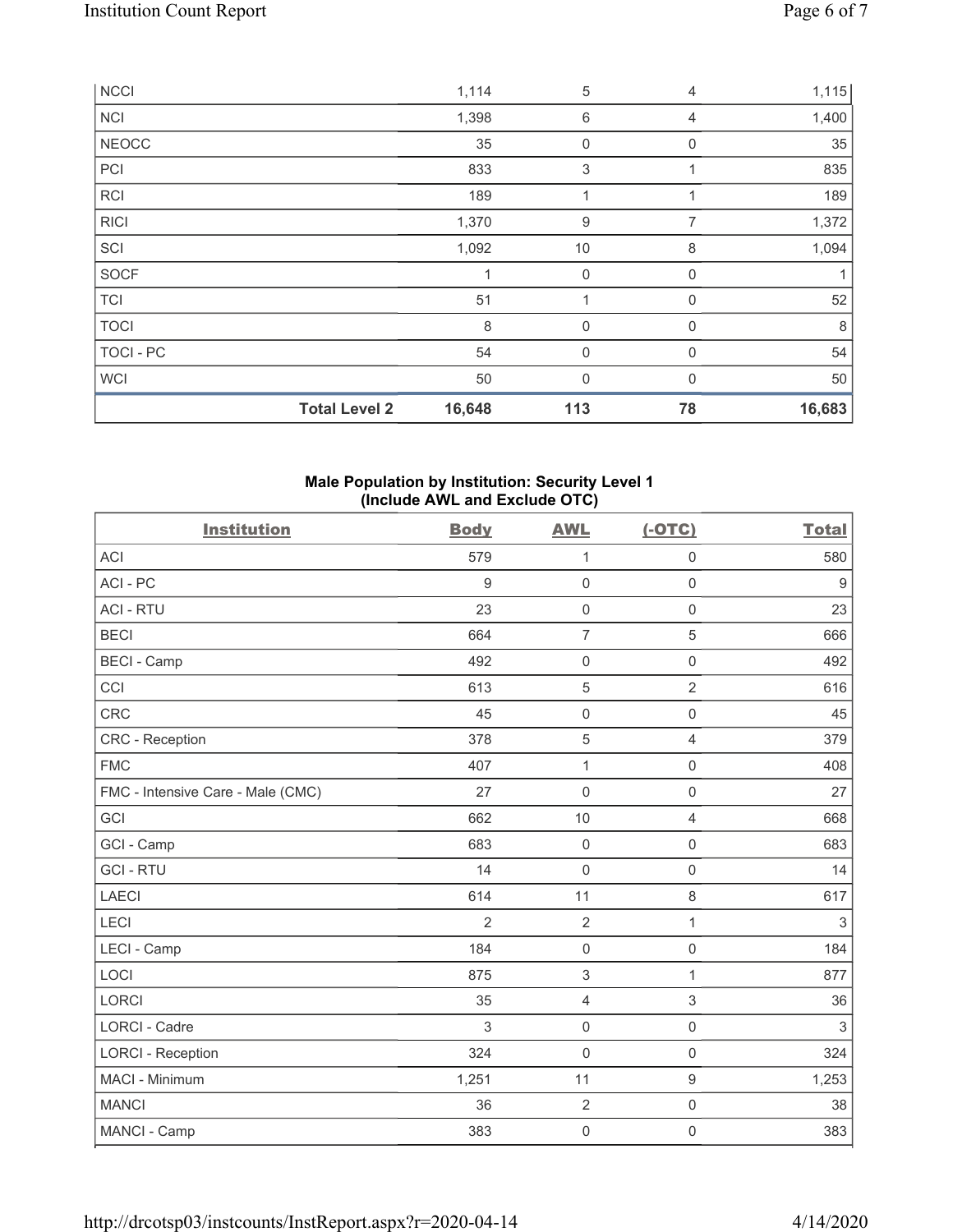| NCCI | | 1,114 | 5 | 4 | 1,115 |
|---|---|---|---|---|---|
| NCI | | 1,398 | 6 | 4 | 1,400 |
| NEOCC | | 35 | 0 | 0 | 35 |
| PCI | | 833 | 3 | 1 | 835 |
| RCI | | 189 | 1 | 1 | 189 |
| RICI | | 1,370 | 9 | 7 | 1,372 |
| SCI | | 1,092 | 10 | 8 | 1,094 |
| SOCF | | 1 | 0 | 0 | 1 |
| TCI | | 51 | 1 | 0 | 52 |
| TOCI | | 8 | 0 | 0 | 8 |
| TOCI - PC | | 54 | 0 | 0 | 54 |
| WCI | | 50 | 0 | 0 | 50 |
| | **Total Level 2** | **16,648** | **113** | **78** | **16,683** |

**Male Population by Institution: Security Level 1 (Include AWL and Exclude OTC)**

| Institution | Body | AWL | (-OTC) | Total |
|---|---|---|---|---|
| ACI | 579 | 1 | 0 | 580 |
| ACI - PC | 9 | 0 | 0 | 9 |
| ACI - RTU | 23 | 0 | 0 | 23 |
| BECI | 664 | 7 | 5 | 666 |
| BECI - Camp | 492 | 0 | 0 | 492 |
| CCI | 613 | 5 | 2 | 616 |
| CRC | 45 | 0 | 0 | 45 |
| CRC - Reception | 378 | 5 | 4 | 379 |
| FMC | 407 | 1 | 0 | 408 |
| FMC - Intensive Care - Male (CMC) | 27 | 0 | 0 | 27 |
| GCI | 662 | 10 | 4 | 668 |
| GCI - Camp | 683 | 0 | 0 | 683 |
| GCI - RTU | 14 | 0 | 0 | 14 |
| LAECI | 614 | 11 | 8 | 617 |
| LECI | 2 | 2 | 1 | 3 |
| LECI - Camp | 184 | 0 | 0 | 184 |
| LOCI | 875 | 3 | 1 | 877 |
| LORCI | 35 | 4 | 3 | 36 |
| LORCI - Cadre | 3 | 0 | 0 | 3 |
| LORCI - Reception | 324 | 0 | 0 | 324 |
| MACI - Minimum | 1,251 | 11 | 9 | 1,253 |
| MANCI | 36 | 2 | 0 | 38 |
| MANCI - Camp | 383 | 0 | 0 | 383 |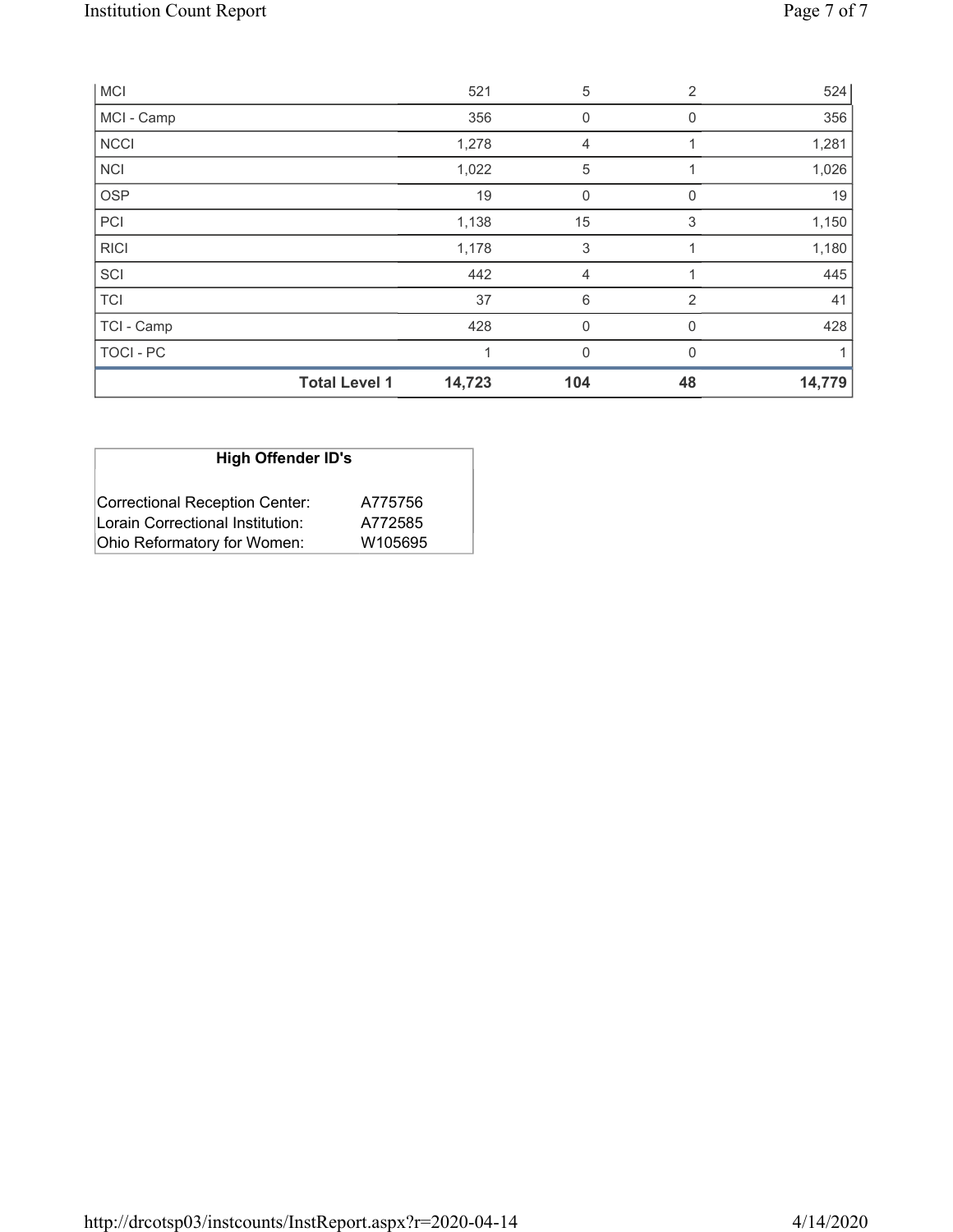| | | | | |
|---|---|---|---|---|
| MCI | 521 | 5 | 2 | 524 |
| MCI - Camp | 356 | 0 | 0 | 356 |
| NCCI | 1,278 | 4 | 1 | 1,281 |
| NCI | 1,022 | 5 | 1 | 1,026 |
| OSP | 19 | 0 | 0 | 19 |
| PCI | 1,138 | 15 | 3 | 1,150 |
| RICI | 1,178 | 3 | 1 | 1,180 |
| SCI | 442 | 4 | 1 | 445 |
| TCI | 37 | 6 | 2 | 41 |
| TCI - Camp | 428 | 0 | 0 | 428 |
| TOCI - PC | 1 | 0 | 0 | 1 |
| **Total Level 1** | **14,723** | **104** | **48** | **14,779** |

| **High Offender ID's** | |
|---|---|
| Correctional Reception Center: | A775756 |
| Lorain Correctional Institution: | A772585 |
| Ohio Reformatory for Women: | W105695 |